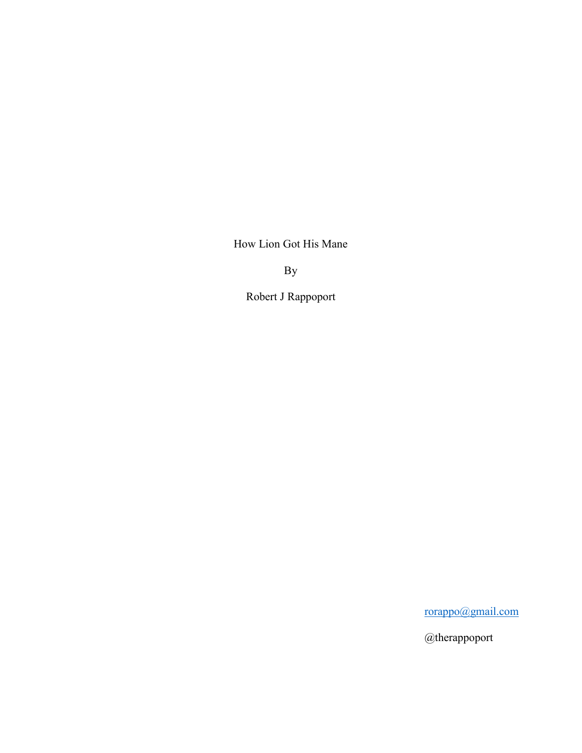How Lion Got His Mane

By

Robert J Rappoport

rorappo@gmail.com

@therappoport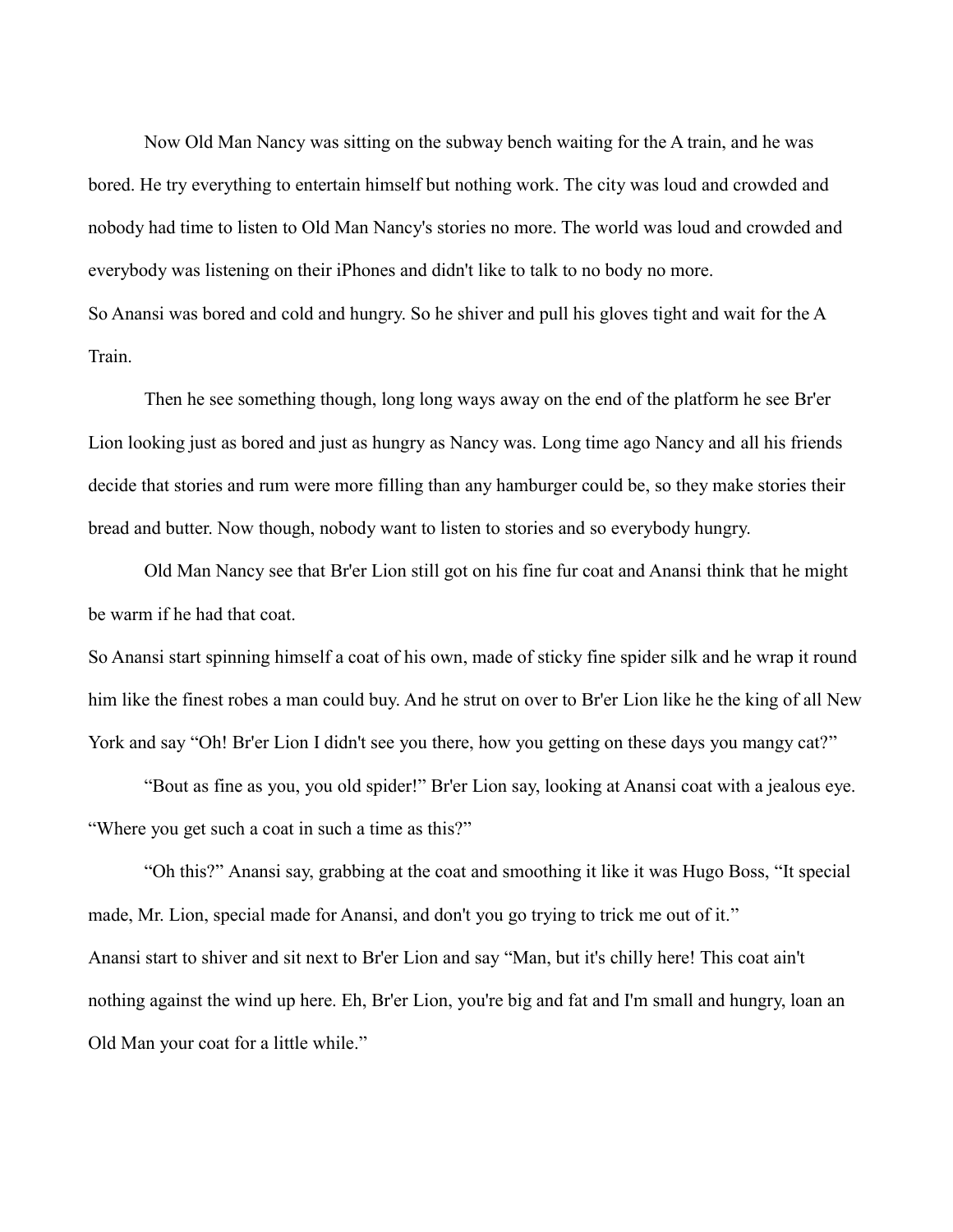Now Old Man Nancy was sitting on the subway bench waiting for the A train, and he was bored. He try everything to entertain himself but nothing work. The city was loud and crowded and nobody had time to listen to Old Man Nancy's stories no more. The world was loud and crowded and everybody was listening on their iPhones and didn't like to talk to no body no more.

So Anansi was bored and cold and hungry. So he shiver and pull his gloves tight and wait for the A Train.

Then he see something though, long long ways away on the end of the platform he see Br'er Lion looking just as bored and just as hungry as Nancy was. Long time ago Nancy and all his friends decide that stories and rum were more filling than any hamburger could be, so they make stories their bread and butter. Now though, nobody want to listen to stories and so everybody hungry.

Old Man Nancy see that Br'er Lion still got on his fine fur coat and Anansi think that he might be warm if he had that coat.

So Anansi start spinning himself a coat of his own, made of sticky fine spider silk and he wrap it round him like the finest robes a man could buy. And he strut on over to Br'er Lion like he the king of all New York and say "Oh! Br'er Lion I didn't see you there, how you getting on these days you mangy cat?"

"Bout as fine as you, you old spider!" Br'er Lion say, looking at Anansi coat with a jealous eye. "Where you get such a coat in such a time as this?"

"Oh this?" Anansi say, grabbing at the coat and smoothing it like it was Hugo Boss, "It special made, Mr. Lion, special made for Anansi, and don't you go trying to trick me out of it."

Anansi start to shiver and sit next to Br'er Lion and say "Man, but it's chilly here! This coat ain't nothing against the wind up here. Eh, Br'er Lion, you're big and fat and I'm small and hungry, loan an Old Man your coat for a little while."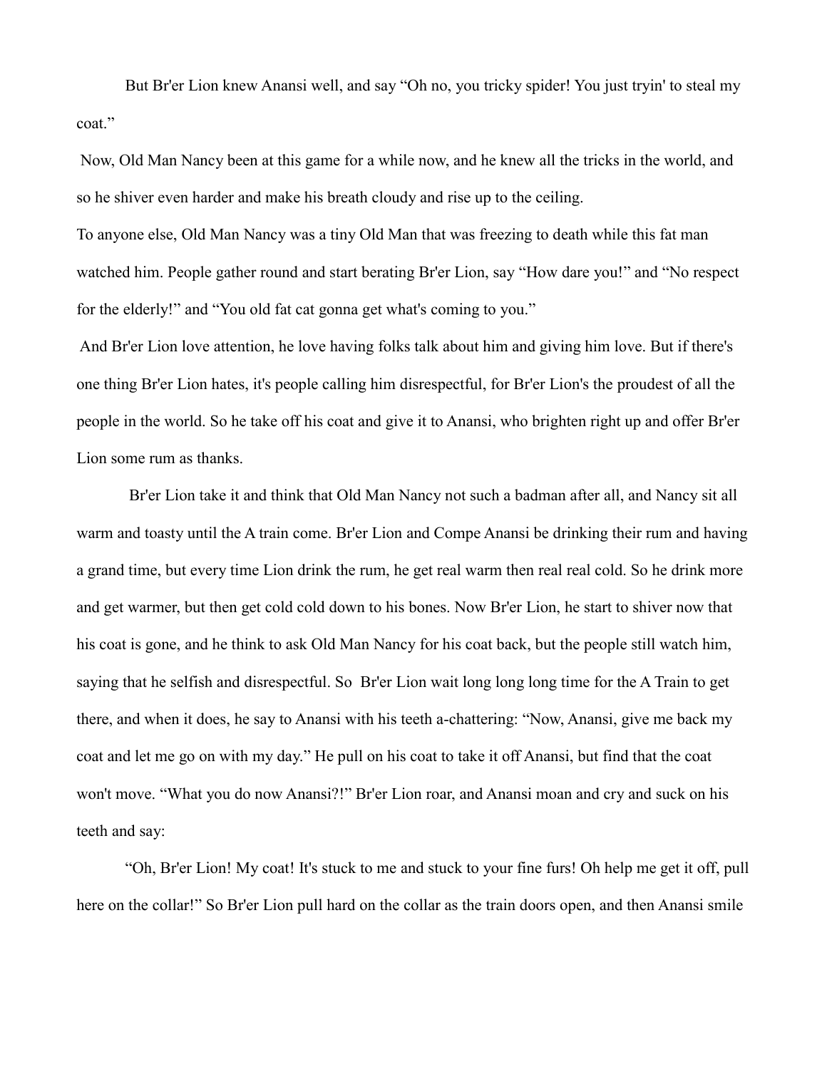But Br'er Lion knew Anansi well, and say "Oh no, you tricky spider! You just tryin' to steal my coat."

Now, Old Man Nancy been at this game for a while now, and he knew all the tricks in the world, and so he shiver even harder and make his breath cloudy and rise up to the ceiling.

To anyone else, Old Man Nancy was a tiny Old Man that was freezing to death while this fat man watched him. People gather round and start berating Br'er Lion, say "How dare you!" and "No respect for the elderly!" and "You old fat cat gonna get what's coming to you."

And Br'er Lion love attention, he love having folks talk about him and giving him love. But if there's one thing Br'er Lion hates, it's people calling him disrespectful, for Br'er Lion's the proudest of all the people in the world. So he take off his coat and give it to Anansi, who brighten right up and offer Br'er Lion some rum as thanks.

Br'er Lion take it and think that Old Man Nancy not such a badman after all, and Nancy sit all warm and toasty until the A train come. Br'er Lion and Compe Anansi be drinking their rum and having a grand time, but every time Lion drink the rum, he get real warm then real real cold. So he drink more and get warmer, but then get cold cold down to his bones. Now Br'er Lion, he start to shiver now that his coat is gone, and he think to ask Old Man Nancy for his coat back, but the people still watch him, saying that he selfish and disrespectful. So Br'er Lion wait long long long time for the A Train to get there, and when it does, he say to Anansi with his teeth a-chattering: "Now, Anansi, give me back my coat and let me go on with my day." He pull on his coat to take it off Anansi, but find that the coat won't move. "What you do now Anansi?!" Br'er Lion roar, and Anansi moan and cry and suck on his teeth and say:

"Oh, Br'er Lion! My coat! It's stuck to me and stuck to your fine furs! Oh help me get it off, pull here on the collar!" So Br'er Lion pull hard on the collar as the train doors open, and then Anansi smile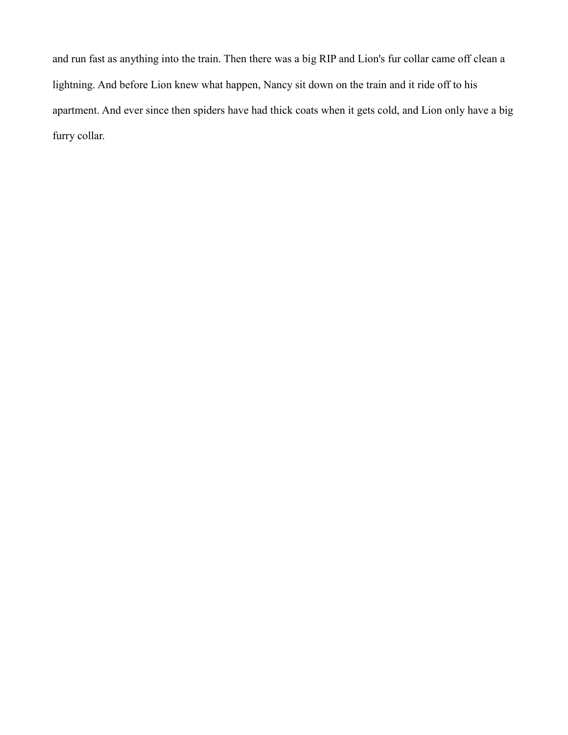and run fast as anything into the train. Then there was a big RIP and Lion's fur collar came off clean a lightning. And before Lion knew what happen, Nancy sit down on the train and it ride off to his apartment. And ever since then spiders have had thick coats when it gets cold, and Lion only have a big furry collar.